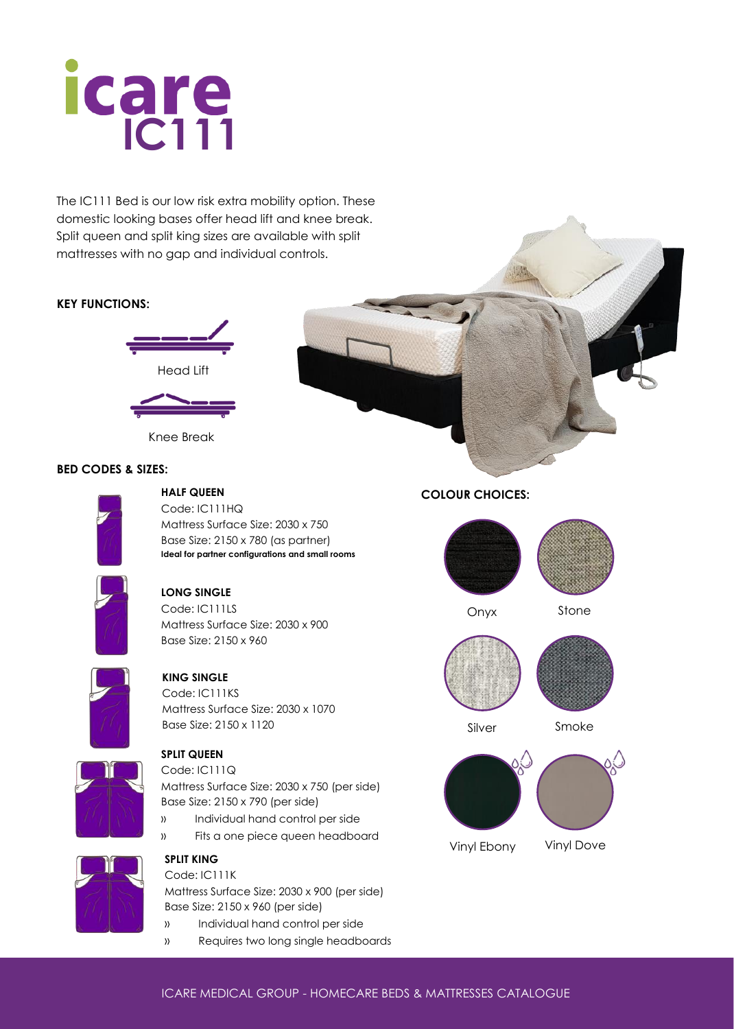# icare IC111

The IC111 Bed is our low risk extra mobility option. These domestic looking bases offer head lift and knee break. Split queen and split king sizes are available with split mattresses with no gap and individual controls.

**KEY FUNCTIONS:**

Head Lift

Knee Break

**BED CODES & SIZES:**

**HALF QUEEN**
Code: IC111HQ
Mattress Surface Size: 2030 x 750
Base Size: 2150 x 780 (as partner)
**Ideal for partner configurations and small rooms**

**LONG SINGLE**
Code: IC111LS
Mattress Surface Size: 2030 x 900
Base Size: 2150 x 960

**KING SINGLE**
Code: IC111KS
Mattress Surface Size: 2030 x 1070
Base Size: 2150 x 1120

**SPLIT QUEEN**
Code: IC111Q
Mattress Surface Size: 2030 x 750 (per side)
Base Size: 2150 x 790 (per side)
- Individual hand control per side
- Fits a one piece queen headboard

**SPLIT KING**
Code: IC111K
Mattress Surface Size: 2030 x 900 (per side)
Base Size: 2150 x 960 (per side)
- Individual hand control per side
- Requires two long single headboards

**COLOUR CHOICES:**

Onyx

Stone

Silver

Smoke

Vinyl Ebony

Vinyl Dove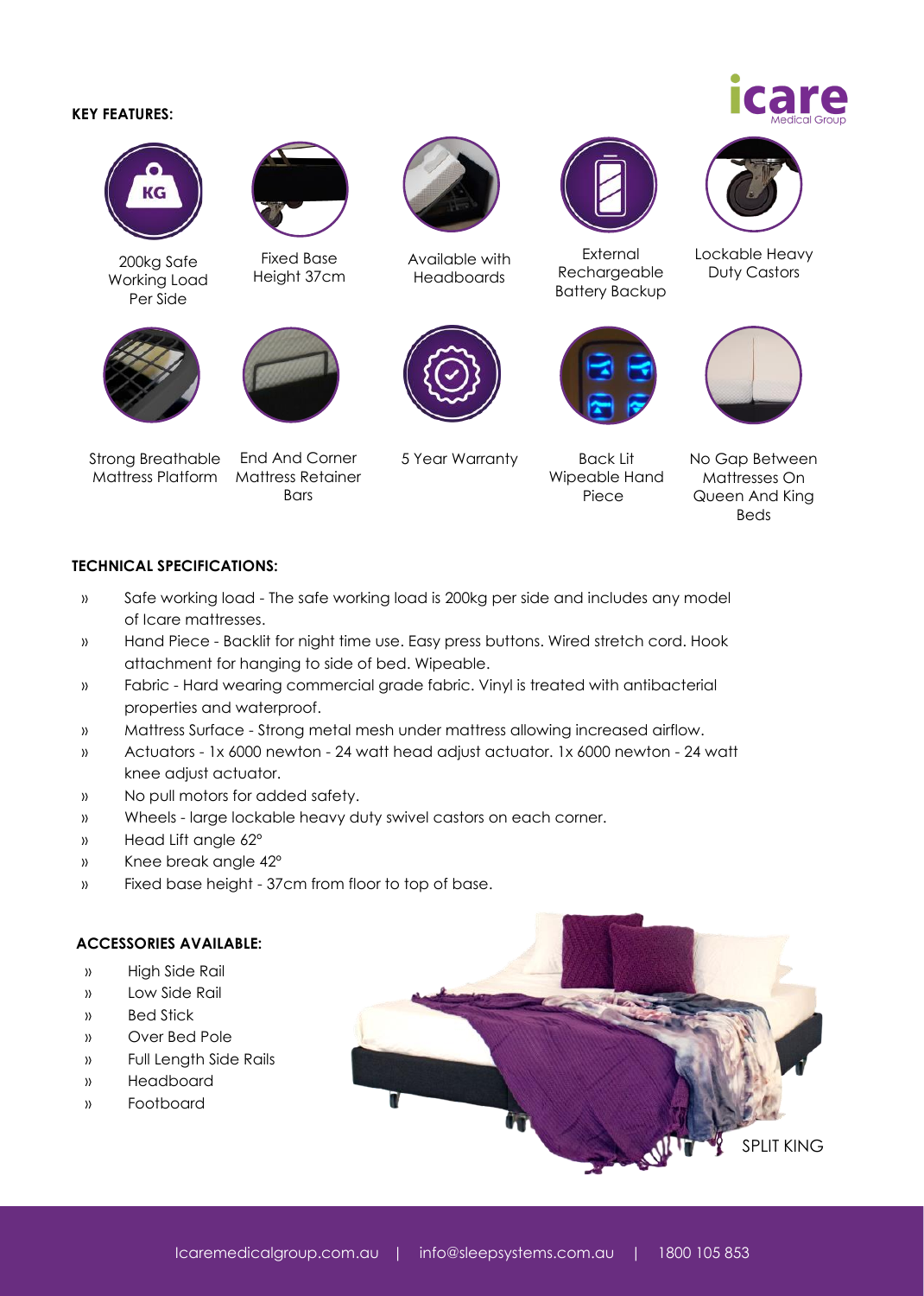icare Medical Group

**KEY FEATURES:**

- 200kg Safe Working Load Per Side
- Fixed Base Height 37cm
- Available with Headboards
- External Rechargeable Battery Backup
- Lockable Heavy Duty Castors
- Strong Breathable Mattress Platform
- End And Corner Mattress Retainer Bars
- 5 Year Warranty
- Back Lit Wipeable Hand Piece
- No Gap Between Mattresses On Queen And King Beds

**TECHNICAL SPECIFICATIONS:**

- Safe working load - The safe working load is 200kg per side and includes any model of Icare mattresses.
- Hand Piece - Backlit for night time use. Easy press buttons. Wired stretch cord. Hook attachment for hanging to side of bed. Wipeable.
- Fabric - Hard wearing commercial grade fabric. Vinyl is treated with antibacterial properties and waterproof.
- Mattress Surface - Strong metal mesh under mattress allowing increased airflow.
- Actuators - 1x 6000 newton - 24 watt head adjust actuator. 1x 6000 newton - 24 watt knee adjust actuator.
- No pull motors for added safety.
- Wheels - large lockable heavy duty swivel castors on each corner.
- Head Lift angle 62°
- Knee break angle 42°
- Fixed base height - 37cm from floor to top of base.

**ACCESSORIES AVAILABLE:**

- High Side Rail
- Low Side Rail
- Bed Stick
- Over Bed Pole
- Full Length Side Rails
- Headboard
- Footboard

SPLIT KING

Icaremedicalgroup.com.au | info@sleepsystems.com.au | 1800 105 853